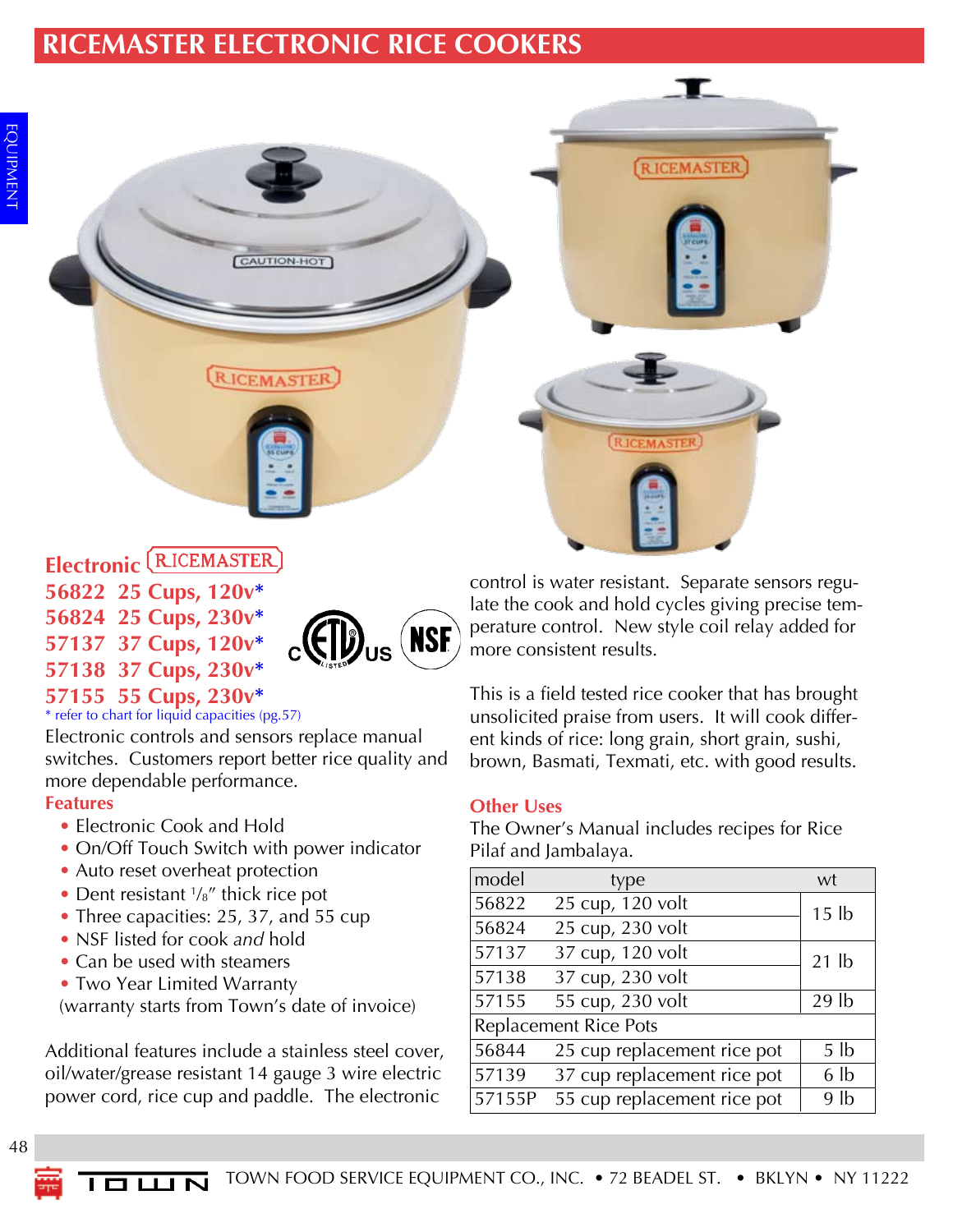# RICEMASTER ELECTRONIC RICE COOKERS

## Electronic RICEMASTER

**56822 25 Cups, 120v***
**56824 25 Cups, 230v***
**57137 37 Cups, 120v***
**57138 37 Cups, 230v***
**57155 55 Cups, 230v***

* refer to chart for liquid capacities (pg.57)

Electronic controls and sensors replace manual switches. Customers report better rice quality and more dependable performance.

### Features

- Electronic Cook and Hold
- On/Off Touch Switch with power indicator
- Auto reset overheat protection
- Dent resistant 1/8" thick rice pot
- Three capacities: 25, 37, and 55 cup
- NSF listed for cook *and* hold
- Can be used with steamers
- Two Year Limited Warranty

(warranty starts from Town's date of invoice)

Additional features include a stainless steel cover, oil/water/grease resistant 14 gauge 3 wire electric power cord, rice cup and paddle. The electronic control is water resistant. Separate sensors regulate the cook and hold cycles giving precise temperature control. New style coil relay added for more consistent results.

This is a field tested rice cooker that has brought unsolicited praise from users. It will cook different kinds of rice: long grain, short grain, sushi, brown, Basmati, Texmati, etc. with good results.

### Other Uses

The Owner's Manual includes recipes for Rice Pilaf and Jambalaya.

| model | type | wt |
|---|---|---|
| 56822 | 25 cup, 120 volt | 15 lb |
| 56824 | 25 cup, 230 volt | |
| 57137 | 37 cup, 120 volt | 21 lb |
| 57138 | 37 cup, 230 volt | |
| 57155 | 55 cup, 230 volt | 29 lb |
| Replacement Rice Pots | | |
| 56844 | 25 cup replacement rice pot | 5 lb |
| 57139 | 37 cup replacement rice pot | 6 lb |
| 57155P | 55 cup replacement rice pot | 9 lb |

TOWN FOOD SERVICE EQUIPMENT CO., INC. • 72 BEADEL ST. • BKLYN • NY 11222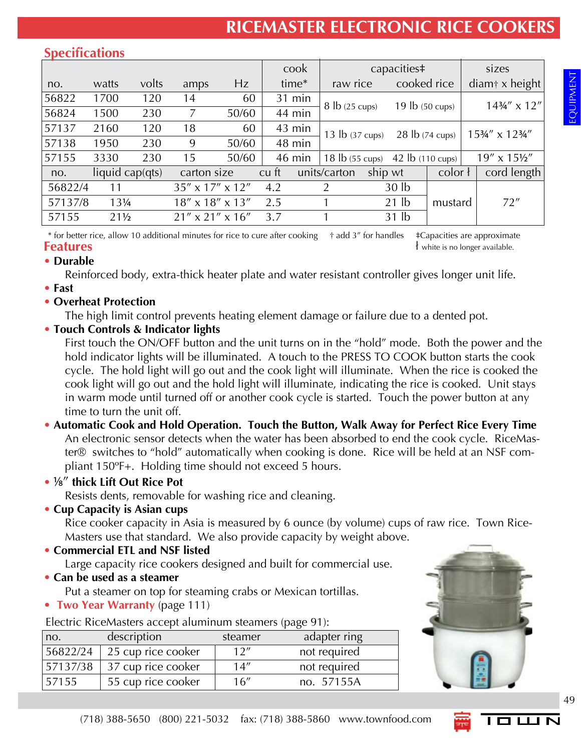# RICEMASTER ELECTRONIC RICE COOKERS

## Specifications

| no. | watts | volts | amps | Hz | cook time* | capacities‡ raw rice | cooked rice | sizes diam† x height |
|---|---|---|---|---|---|---|---|---|
| 56822 | 1700 | 120 | 14 | 60 | 31 min | 8 lb (25 cups) | 19 lb (50 cups) | 14¾″ x 12″ |
| 56824 | 1500 | 230 | 7 | 50/60 | 44 min | | | |
| 57137 | 2160 | 120 | 18 | 60 | 43 min | 13 lb (37 cups) | 28 lb (74 cups) | 15¾″ x 12¾″ |
| 57138 | 1950 | 230 | 9 | 50/60 | 48 min | | | |
| 57155 | 3330 | 230 | 15 | 50/60 | 46 min | 18 lb (55 cups) | 42 lb (110 cups) | 19″ x 15½″ |

| no. | liquid cap(qts) | carton size | cu ft | units/carton | ship wt | color ǂ | cord length |
|---|---|---|---|---|---|---|---|
| 56822/4 | 11 | 35″ x 17″ x 12″ | 4.2 | 2 | 30 lb | mustard | 72″ |
| 57137/8 | 13¼ | 18″ x 18″ x 13″ | 2.5 | 1 | 21 lb | | |
| 57155 | 21½ | 21″ x 21″ x 16″ | 3.7 | 1 | 31 lb | | |

\* for better rice, allow 10 additional minutes for rice to cure after cooking † add 3″ for handles ‡Capacities are approximate ǂ white is no longer available.

## Features

- **Durable**
  Reinforced body, extra-thick heater plate and water resistant controller gives longer unit life.
- **Fast**
- **Overheat Protection**
  The high limit control prevents heating element damage or failure due to a dented pot.
- **Touch Controls & Indicator lights**
  First touch the ON/OFF button and the unit turns on in the "hold" mode. Both the power and the hold indicator lights will be illuminated. A touch to the PRESS TO COOK button starts the cook cycle. The hold light will go out and the cook light will illuminate. When the rice is cooked the cook light will go out and the hold light will illuminate, indicating the rice is cooked. Unit stays in warm mode until turned off or another cook cycle is started. Touch the power button at any time to turn the unit off.
- **Automatic Cook and Hold Operation. Touch the Button, Walk Away for Perfect Rice Every Time**
  An electronic sensor detects when the water has been absorbed to end the cook cycle. RiceMaster® switches to "hold" automatically when cooking is done. Rice will be held at an NSF compliant 150ºF+. Holding time should not exceed 5 hours.
- **⅛″ thick Lift Out Rice Pot**
  Resists dents, removable for washing rice and cleaning.
- **Cup Capacity is Asian cups**
  Rice cooker capacity in Asia is measured by 6 ounce (by volume) cups of raw rice. Town RiceMasters use that standard. We also provide capacity by weight above.
- **Commercial ETL and NSF listed**
  Large capacity rice cookers designed and built for commercial use.
- **Can be used as a steamer**
  Put a steamer on top for steaming crabs or Mexican tortillas.
- **Two Year Warranty** (page 111)

Electric RiceMasters accept aluminum steamers (page 91):

| no. | description | steamer | adapter ring |
|---|---|---|---|
| 56822/24 | 25 cup rice cooker | 12″ | not required |
| 57137/38 | 37 cup rice cooker | 14″ | not required |
| 57155 | 55 cup rice cooker | 16″ | no. 57155A |

(718) 388-5650 (800) 221-5032 fax: (718) 388-5860 www.townfood.com